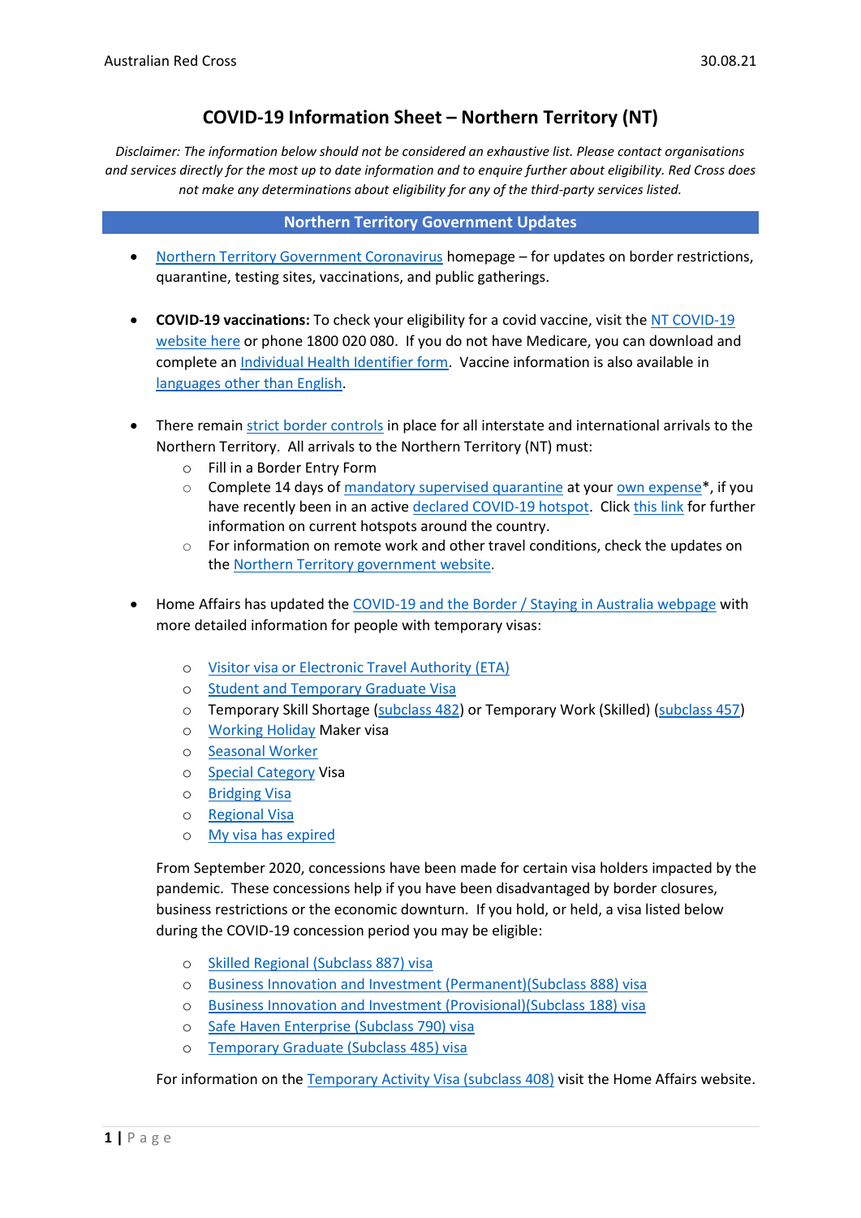# COVID-19 Information Sheet – Northern Territory (NT)

*Disclaimer: The information below should not be considered an exhaustive list. Please contact organisations and services directly for the most up to date information and to enquire further about eligibility. Red Cross does not make any determinations about eligibility for any of the third-party services listed.*

## Northern Territory Government Updates

- Northern Territory Government Coronavirus homepage – for updates on border restrictions, quarantine, testing sites, vaccinations, and public gatherings.

- **COVID-19 vaccinations:** To check your eligibility for a covid vaccine, visit the NT COVID-19 website here or phone 1800 020 080. If you do not have Medicare, you can download and complete an Individual Health Identifier form. Vaccine information is also available in languages other than English.

- There remain strict border controls in place for all interstate and international arrivals to the Northern Territory. All arrivals to the Northern Territory (NT) must:
  - Fill in a Border Entry Form
  - Complete 14 days of mandatory supervised quarantine at your own expense*, if you have recently been in an active declared COVID-19 hotspot. Click this link for further information on current hotspots around the country.
  - For information on remote work and other travel conditions, check the updates on the Northern Territory government website.

- Home Affairs has updated the COVID-19 and the Border / Staying in Australia webpage with more detailed information for people with temporary visas:

  - Visitor visa or Electronic Travel Authority (ETA)
  - Student and Temporary Graduate Visa
  - Temporary Skill Shortage (subclass 482) or Temporary Work (Skilled) (subclass 457)
  - Working Holiday Maker visa
  - Seasonal Worker
  - Special Category Visa
  - Bridging Visa
  - Regional Visa
  - My visa has expired

  From September 2020, concessions have been made for certain visa holders impacted by the pandemic. These concessions help if you have been disadvantaged by border closures, business restrictions or the economic downturn. If you hold, or held, a visa listed below during the COVID-19 concession period you may be eligible:

  - Skilled Regional (Subclass 887) visa
  - Business Innovation and Investment (Permanent)(Subclass 888) visa
  - Business Innovation and Investment (Provisional)(Subclass 188) visa
  - Safe Haven Enterprise (Subclass 790) visa
  - Temporary Graduate (Subclass 485) visa

  For information on the Temporary Activity Visa (subclass 408) visit the Home Affairs website.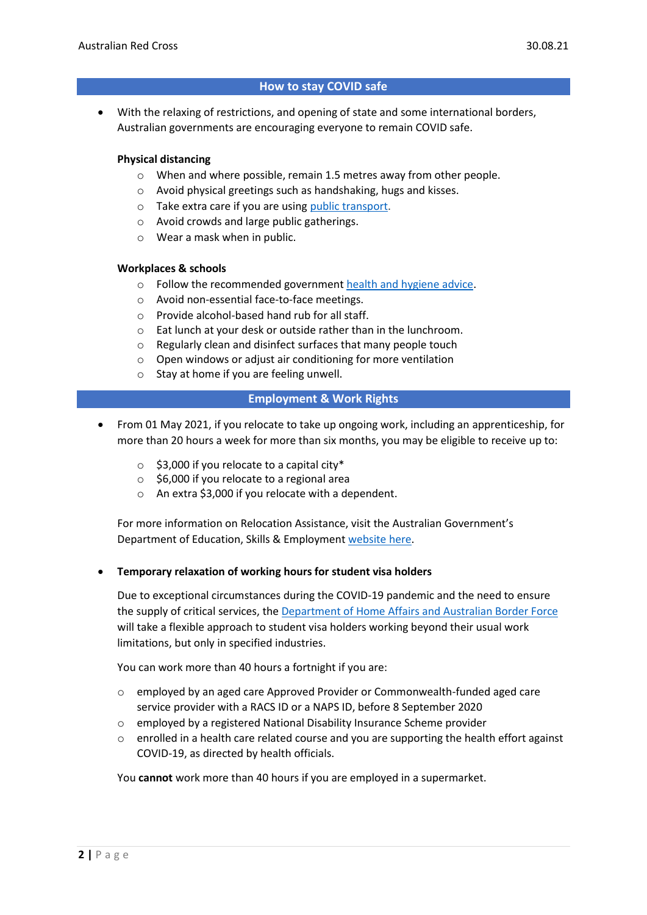## How to stay COVID safe

- With the relaxing of restrictions, and opening of state and some international borders, Australian governments are encouraging everyone to remain COVID safe.

  **Physical distancing**

  - When and where possible, remain 1.5 metres away from other people.
  - Avoid physical greetings such as handshaking, hugs and kisses.
  - Take extra care if you are using public transport.
  - Avoid crowds and large public gatherings.
  - Wear a mask when in public.

  **Workplaces & schools**

  - Follow the recommended government health and hygiene advice.
  - Avoid non-essential face-to-face meetings.
  - Provide alcohol-based hand rub for all staff.
  - Eat lunch at your desk or outside rather than in the lunchroom.
  - Regularly clean and disinfect surfaces that many people touch
  - Open windows or adjust air conditioning for more ventilation
  - Stay at home if you are feeling unwell.

## Employment & Work Rights

- From 01 May 2021, if you relocate to take up ongoing work, including an apprenticeship, for more than 20 hours a week for more than six months, you may be eligible to receive up to:

  - $3,000 if you relocate to a capital city*
  - $6,000 if you relocate to a regional area
  - An extra $3,000 if you relocate with a dependent.

  For more information on Relocation Assistance, visit the Australian Government's Department of Education, Skills & Employment website here.

- **Temporary relaxation of working hours for student visa holders**

  Due to exceptional circumstances during the COVID-19 pandemic and the need to ensure the supply of critical services, the Department of Home Affairs and Australian Border Force will take a flexible approach to student visa holders working beyond their usual work limitations, but only in specified industries.

  You can work more than 40 hours a fortnight if you are:

  - employed by an aged care Approved Provider or Commonwealth-funded aged care service provider with a RACS ID or a NAPS ID, before 8 September 2020
  - employed by a registered National Disability Insurance Scheme provider
  - enrolled in a health care related course and you are supporting the health effort against COVID-19, as directed by health officials.

  You **cannot** work more than 40 hours if you are employed in a supermarket.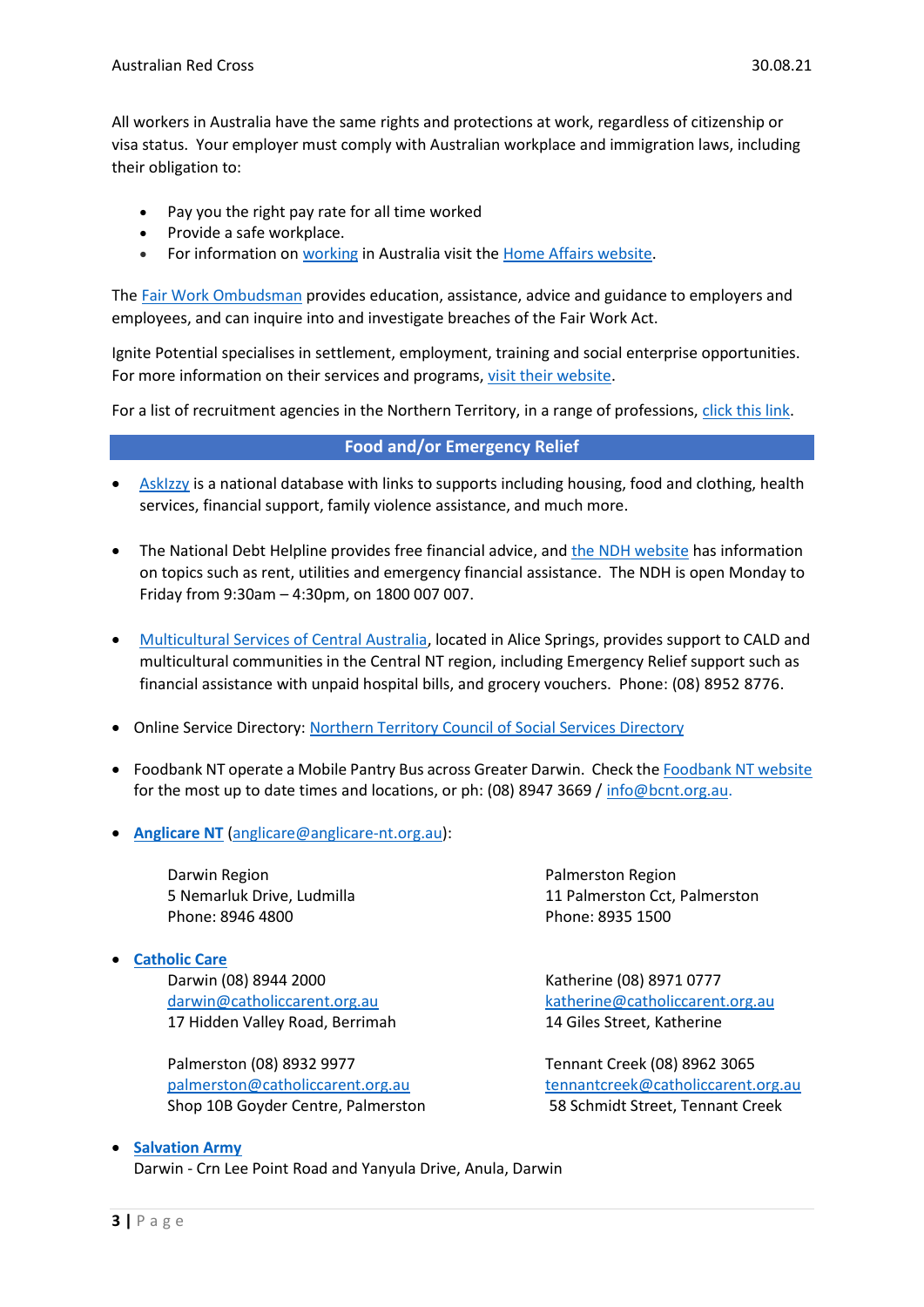All workers in Australia have the same rights and protections at work, regardless of citizenship or visa status. Your employer must comply with Australian workplace and immigration laws, including their obligation to:

- Pay you the right pay rate for all time worked
- Provide a safe workplace.
- For information on working in Australia visit the Home Affairs website.

The Fair Work Ombudsman provides education, assistance, advice and guidance to employers and employees, and can inquire into and investigate breaches of the Fair Work Act.

Ignite Potential specialises in settlement, employment, training and social enterprise opportunities. For more information on their services and programs, visit their website.

For a list of recruitment agencies in the Northern Territory, in a range of professions, click this link.

## Food and/or Emergency Relief

- AskIzzy is a national database with links to supports including housing, food and clothing, health services, financial support, family violence assistance, and much more.

- The National Debt Helpline provides free financial advice, and the NDH website has information on topics such as rent, utilities and emergency financial assistance. The NDH is open Monday to Friday from 9:30am – 4:30pm, on 1800 007 007.

- Multicultural Services of Central Australia, located in Alice Springs, provides support to CALD and multicultural communities in the Central NT region, including Emergency Relief support such as financial assistance with unpaid hospital bills, and grocery vouchers. Phone: (08) 8952 8776.

- Online Service Directory: Northern Territory Council of Social Services Directory

- Foodbank NT operate a Mobile Pantry Bus across Greater Darwin. Check the Foodbank NT website for the most up to date times and locations, or ph: (08) 8947 3669 / info@bcnt.org.au.

- **Anglicare NT** (anglicare@anglicare-nt.org.au):

  Darwin Region
  5 Nemarluk Drive, Ludmilla
  Phone: 8946 4800

  Palmerston Region
  11 Palmerston Cct, Palmerston
  Phone: 8935 1500

- **Catholic Care**

  Darwin (08) 8944 2000
  darwin@catholiccarent.org.au
  17 Hidden Valley Road, Berrimah

  Katherine (08) 8971 0777
  katherine@catholiccarent.org.au
  14 Giles Street, Katherine

  Palmerston (08) 8932 9977
  palmerston@catholiccarent.org.au
  Shop 10B Goyder Centre, Palmerston

  Tennant Creek (08) 8962 3065
  tennantcreek@catholiccarent.org.au
  58 Schmidt Street, Tennant Creek

- **Salvation Army**
  Darwin - Crn Lee Point Road and Yanyula Drive, Anula, Darwin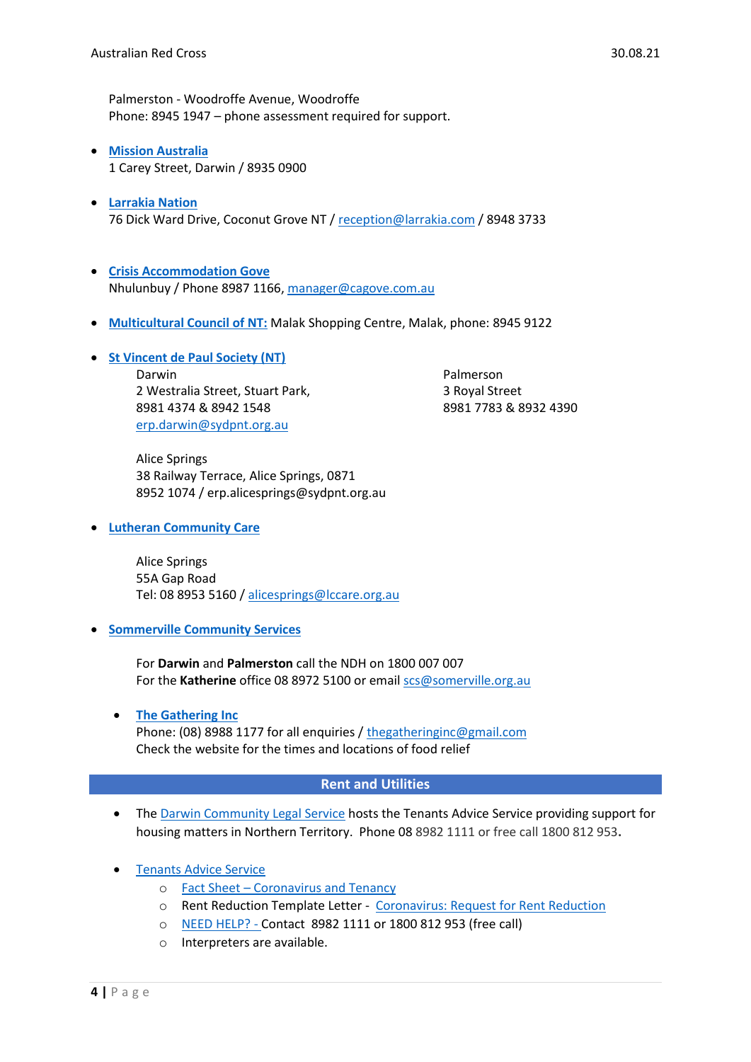Palmerston - Woodroffe Avenue, Woodroffe
Phone: 8945 1947 – phone assessment required for support.

- **Mission Australia**
  1 Carey Street, Darwin / 8935 0900

- **Larrakia Nation**
  76 Dick Ward Drive, Coconut Grove NT / reception@larrakia.com / 8948 3733

- **Crisis Accommodation Gove**
  Nhulunbuy / Phone 8987 1166, manager@cagove.com.au

- **Multicultural Council of NT:** Malak Shopping Centre, Malak, phone: 8945 9122

- **St Vincent de Paul Society (NT)**

  Darwin
  2 Westralia Street, Stuart Park,
  8981 4374 & 8942 1548
  erp.darwin@sydpnt.org.au

  Palmerson
  3 Royal Street
  8981 7783 & 8932 4390

  Alice Springs
  38 Railway Terrace, Alice Springs, 0871
  8952 1074 / erp.alicesprings@sydpnt.org.au

- **Lutheran Community Care**

  Alice Springs
  55A Gap Road
  Tel: 08 8953 5160 / alicesprings@lccare.org.au

- **Sommerville Community Services**

  For **Darwin** and **Palmerston** call the NDH on 1800 007 007
  For the **Katherine** office 08 8972 5100 or email scs@somerville.org.au

- **The Gathering Inc**
  Phone: (08) 8988 1177 for all enquiries / thegatheringinc@gmail.com
  Check the website for the times and locations of food relief

## Rent and Utilities

- The Darwin Community Legal Service hosts the Tenants Advice Service providing support for housing matters in Northern Territory. Phone 08 8982 1111 or free call 1800 812 953.

- Tenants Advice Service
  - Fact Sheet – Coronavirus and Tenancy
  - Rent Reduction Template Letter - Coronavirus: Request for Rent Reduction
  - NEED HELP? - Contact 8982 1111 or 1800 812 953 (free call)
  - Interpreters are available.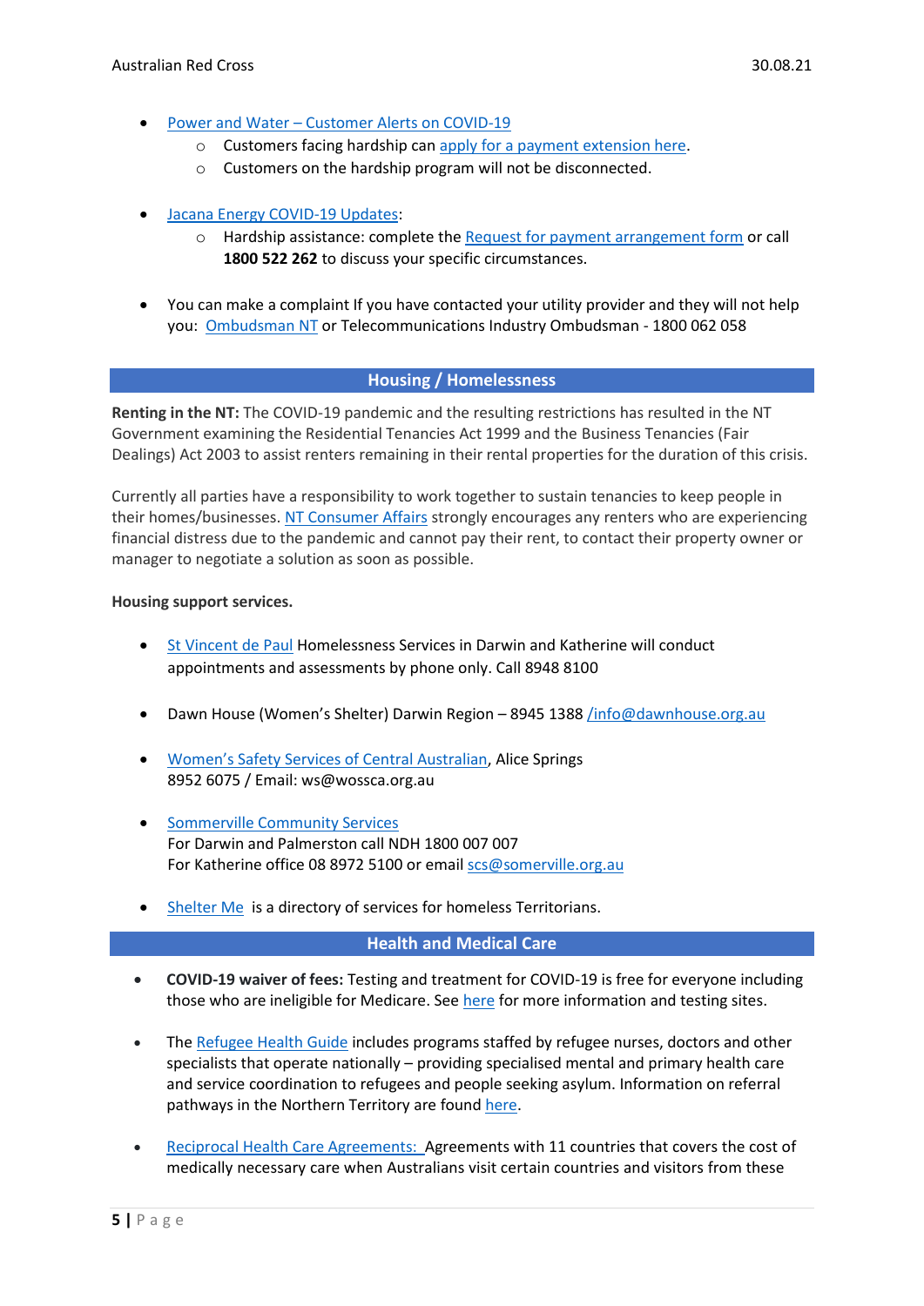- Power and Water – Customer Alerts on COVID-19
  - Customers facing hardship can apply for a payment extension here.
  - Customers on the hardship program will not be disconnected.

- Jacana Energy COVID-19 Updates:
  - Hardship assistance: complete the Request for payment arrangement form or call **1800 522 262** to discuss your specific circumstances.

- You can make a complaint If you have contacted your utility provider and they will not help you: Ombudsman NT or Telecommunications Industry Ombudsman - 1800 062 058

## Housing / Homelessness

**Renting in the NT:** The COVID-19 pandemic and the resulting restrictions has resulted in the NT Government examining the Residential Tenancies Act 1999 and the Business Tenancies (Fair Dealings) Act 2003 to assist renters remaining in their rental properties for the duration of this crisis.

Currently all parties have a responsibility to work together to sustain tenancies to keep people in their homes/businesses. NT Consumer Affairs strongly encourages any renters who are experiencing financial distress due to the pandemic and cannot pay their rent, to contact their property owner or manager to negotiate a solution as soon as possible.

**Housing support services.**

- St Vincent de Paul Homelessness Services in Darwin and Katherine will conduct appointments and assessments by phone only. Call 8948 8100

- Dawn House (Women's Shelter) Darwin Region – 8945 1388 /info@dawnhouse.org.au

- Women's Safety Services of Central Australian, Alice Springs
  8952 6075 / Email: ws@wossca.org.au

- Sommerville Community Services
  For Darwin and Palmerston call NDH 1800 007 007
  For Katherine office 08 8972 5100 or email scs@somerville.org.au

- Shelter Me is a directory of services for homeless Territorians.

## Health and Medical Care

- **COVID-19 waiver of fees:** Testing and treatment for COVID-19 is free for everyone including those who are ineligible for Medicare. See here for more information and testing sites.

- The Refugee Health Guide includes programs staffed by refugee nurses, doctors and other specialists that operate nationally – providing specialised mental and primary health care and service coordination to refugees and people seeking asylum. Information on referral pathways in the Northern Territory are found here.

- Reciprocal Health Care Agreements: Agreements with 11 countries that covers the cost of medically necessary care when Australians visit certain countries and visitors from these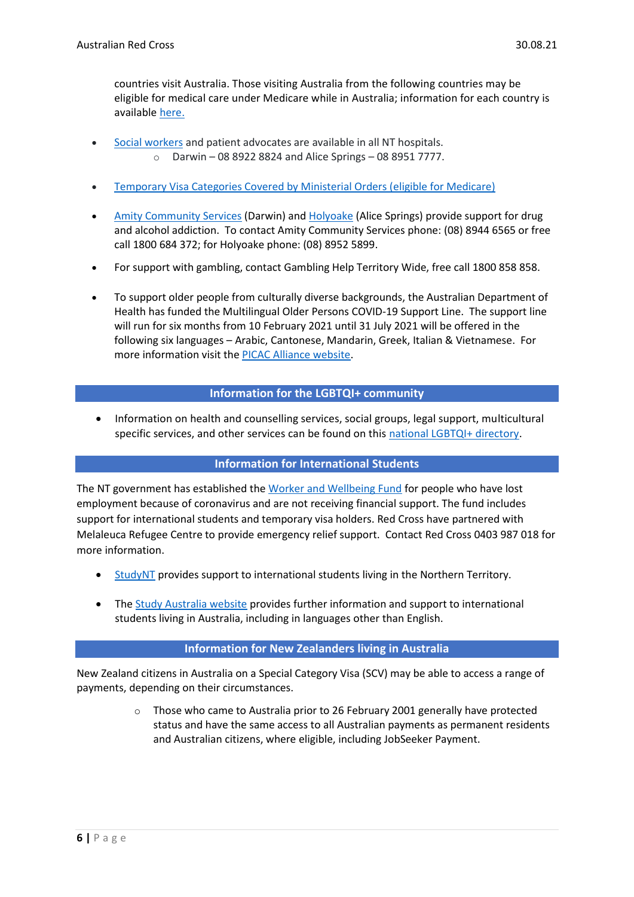countries visit Australia. Those visiting Australia from the following countries may be eligible for medical care under Medicare while in Australia; information for each country is available here.

- Social workers and patient advocates are available in all NT hospitals.
    - Darwin – 08 8922 8824 and Alice Springs – 08 8951 7777.

- Temporary Visa Categories Covered by Ministerial Orders (eligible for Medicare)

- Amity Community Services (Darwin) and Holyoake (Alice Springs) provide support for drug and alcohol addiction. To contact Amity Community Services phone: (08) 8944 6565 or free call 1800 684 372; for Holyoake phone: (08) 8952 5899.

- For support with gambling, contact Gambling Help Territory Wide, free call 1800 858 858.

- To support older people from culturally diverse backgrounds, the Australian Department of Health has funded the Multilingual Older Persons COVID-19 Support Line. The support line will run for six months from 10 February 2021 until 31 July 2021 will be offered in the following six languages – Arabic, Cantonese, Mandarin, Greek, Italian & Vietnamese. For more information visit the PICAC Alliance website.

## Information for the LGBTQI+ community

- Information on health and counselling services, social groups, legal support, multicultural specific services, and other services can be found on this national LGBTQI+ directory.

## Information for International Students

The NT government has established the Worker and Wellbeing Fund for people who have lost employment because of coronavirus and are not receiving financial support. The fund includes support for international students and temporary visa holders. Red Cross have partnered with Melaleuca Refugee Centre to provide emergency relief support. Contact Red Cross 0403 987 018 for more information.

- StudyNT provides support to international students living in the Northern Territory.

- The Study Australia website provides further information and support to international students living in Australia, including in languages other than English.

## Information for New Zealanders living in Australia

New Zealand citizens in Australia on a Special Category Visa (SCV) may be able to access a range of payments, depending on their circumstances.

- Those who came to Australia prior to 26 February 2001 generally have protected status and have the same access to all Australian payments as permanent residents and Australian citizens, where eligible, including JobSeeker Payment.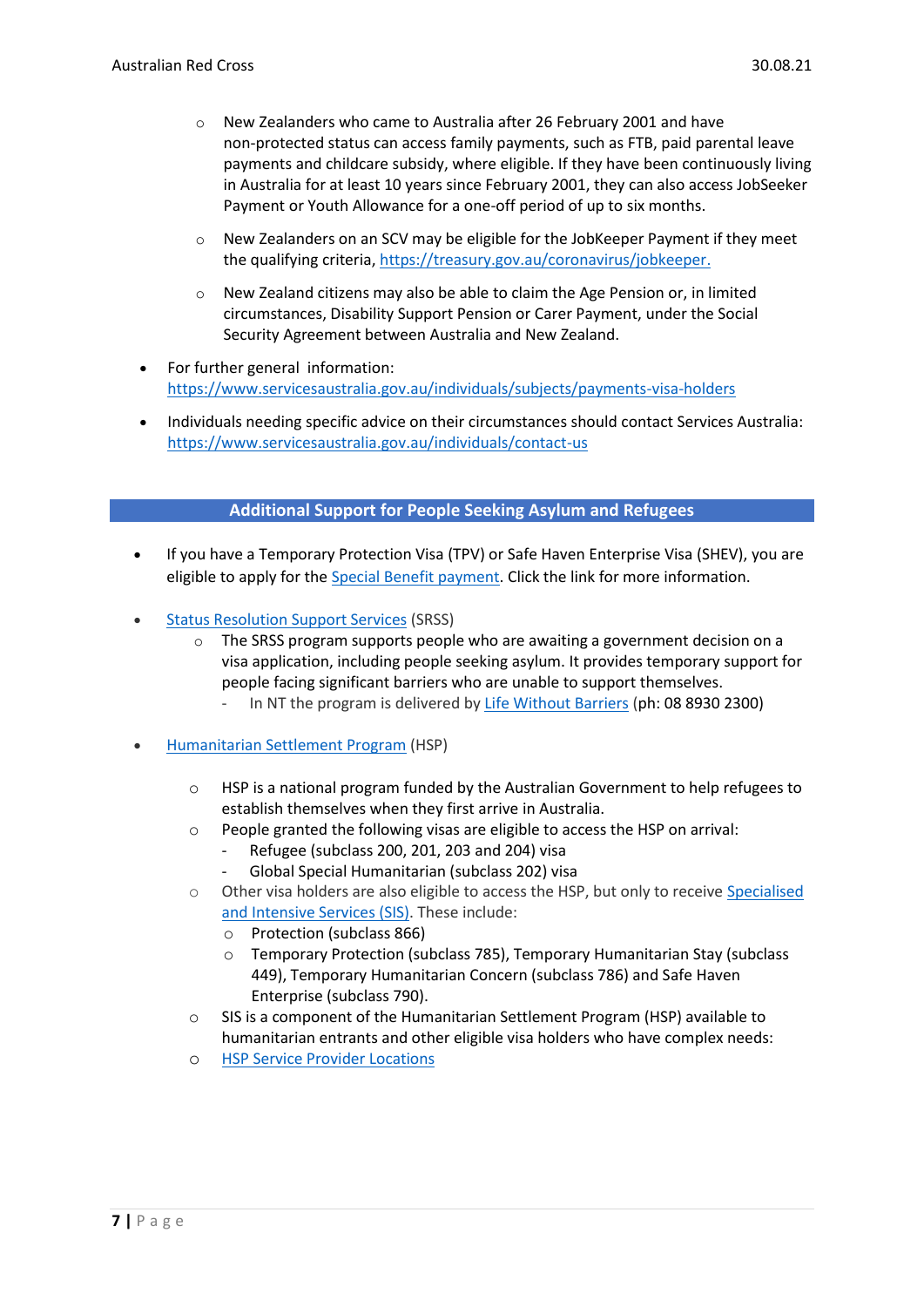- New Zealanders who came to Australia after 26 February 2001 and have non-protected status can access family payments, such as FTB, paid parental leave payments and childcare subsidy, where eligible. If they have been continuously living in Australia for at least 10 years since February 2001, they can also access JobSeeker Payment or Youth Allowance for a one-off period of up to six months.

  - New Zealanders on an SCV may be eligible for the JobKeeper Payment if they meet the qualifying criteria, https://treasury.gov.au/coronavirus/jobkeeper.

  - New Zealand citizens may also be able to claim the Age Pension or, in limited circumstances, Disability Support Pension or Carer Payment, under the Social Security Agreement between Australia and New Zealand.

- For further general information: https://www.servicesaustralia.gov.au/individuals/subjects/payments-visa-holders

- Individuals needing specific advice on their circumstances should contact Services Australia: https://www.servicesaustralia.gov.au/individuals/contact-us

## Additional Support for People Seeking Asylum and Refugees

- If you have a Temporary Protection Visa (TPV) or Safe Haven Enterprise Visa (SHEV), you are eligible to apply for the Special Benefit payment. Click the link for more information.

- Status Resolution Support Services (SRSS)
  - The SRSS program supports people who are awaiting a government decision on a visa application, including people seeking asylum. It provides temporary support for people facing significant barriers who are unable to support themselves.
    - In NT the program is delivered by Life Without Barriers (ph: 08 8930 2300)

- Humanitarian Settlement Program (HSP)

  - HSP is a national program funded by the Australian Government to help refugees to establish themselves when they first arrive in Australia.
  - People granted the following visas are eligible to access the HSP on arrival:
    - Refugee (subclass 200, 201, 203 and 204) visa
    - Global Special Humanitarian (subclass 202) visa
  - Other visa holders are also eligible to access the HSP, but only to receive Specialised and Intensive Services (SIS). These include:
    - Protection (subclass 866)
    - Temporary Protection (subclass 785), Temporary Humanitarian Stay (subclass 449), Temporary Humanitarian Concern (subclass 786) and Safe Haven Enterprise (subclass 790).
  - SIS is a component of the Humanitarian Settlement Program (HSP) available to humanitarian entrants and other eligible visa holders who have complex needs:
  - HSP Service Provider Locations